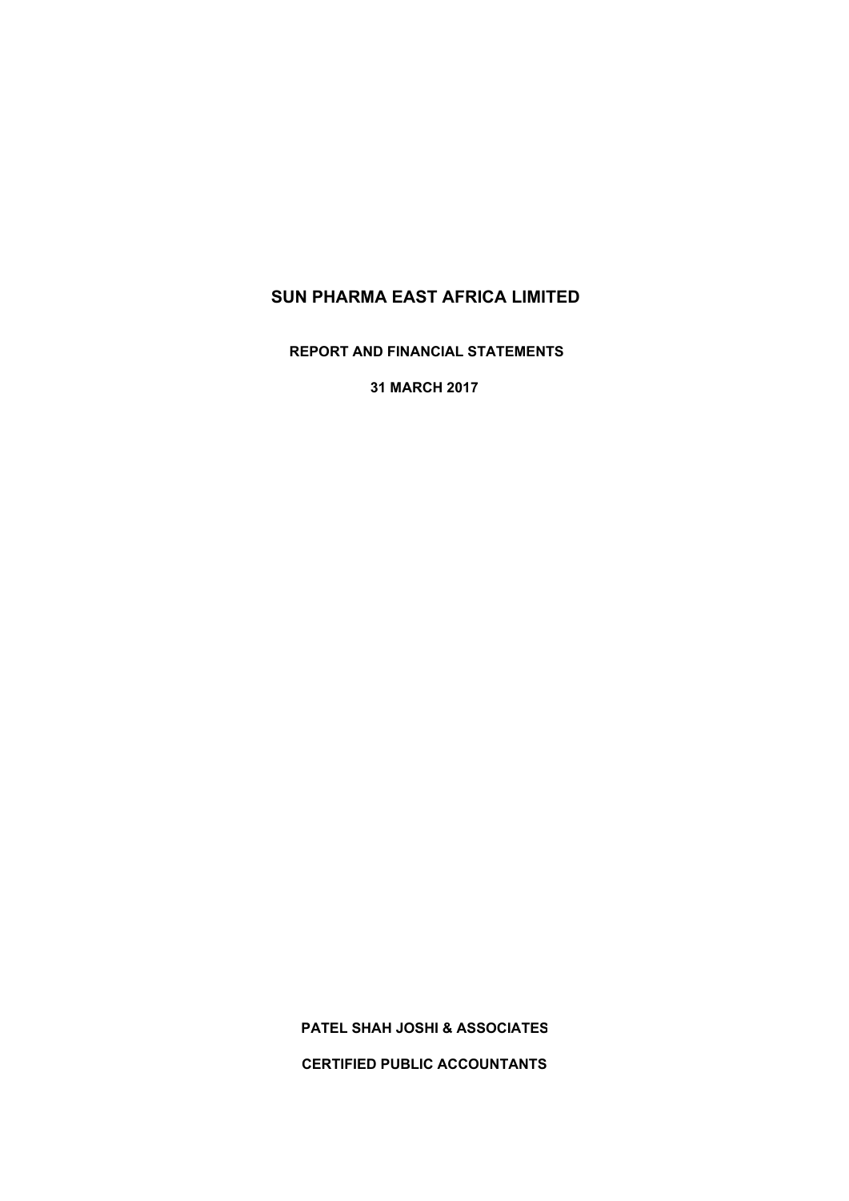# SUN PHARMA EAST AFRICA LIMITED

**REPORT AND FINANCIAL STATEMENTS**

**31 MARCH 2017**

**PATEL SHAH JOSHI & ASSOCIATES**

**CERTIFIED PUBLIC ACCOUNTANTS**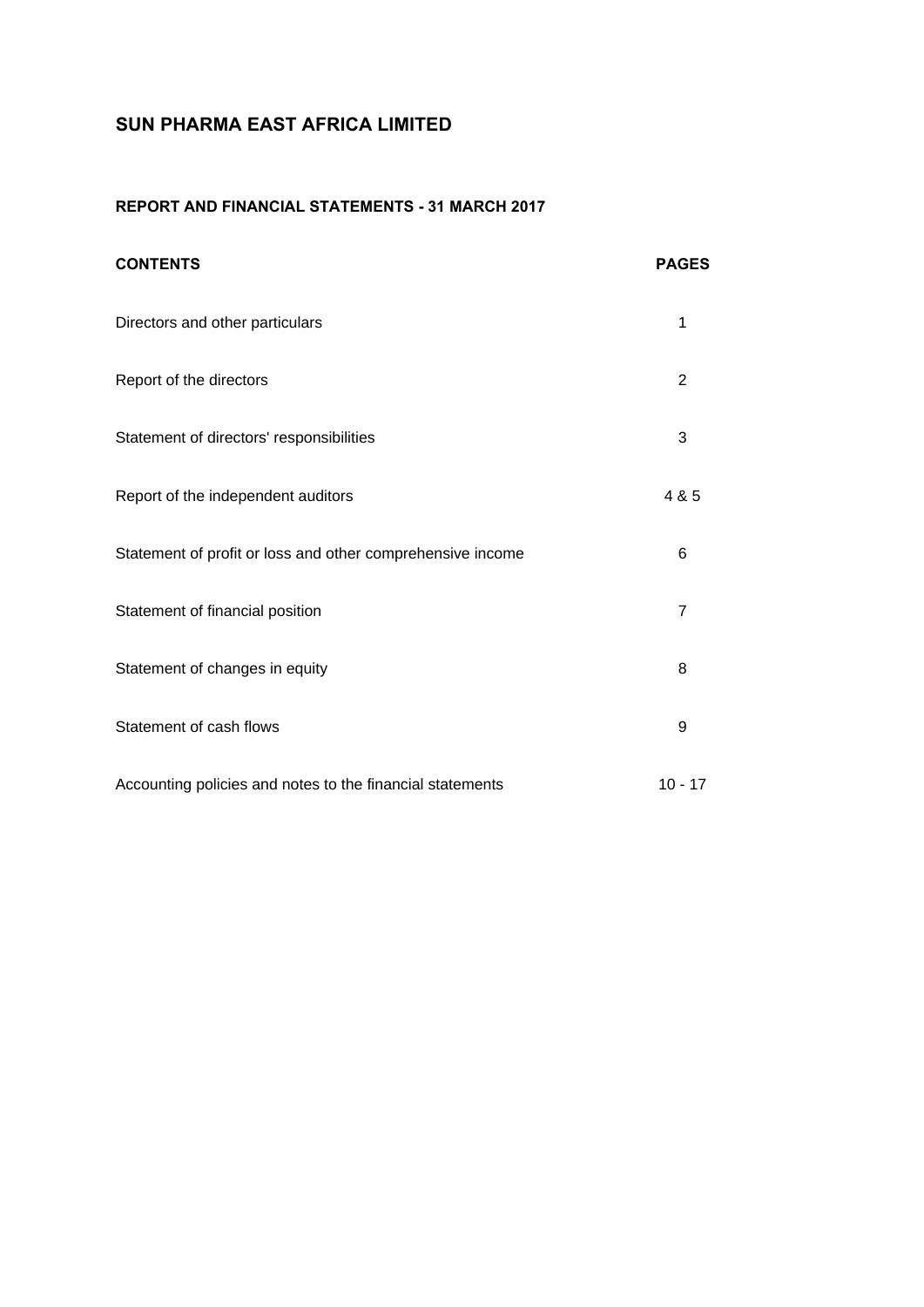# SUN PHARMA EAST AFRICA LIMITED

## REPORT AND FINANCIAL STATEMENTS - 31 MARCH 2017

| CONTENTS | PAGES |
|---|---|
| Directors and other particulars | 1 |
| Report of the directors | 2 |
| Statement of directors' responsibilities | 3 |
| Report of the independent auditors | 4 & 5 |
| Statement of profit or loss and other comprehensive income | 6 |
| Statement of financial position | 7 |
| Statement of changes in equity | 8 |
| Statement of cash flows | 9 |
| Accounting policies and notes to the financial statements | 10 - 17 |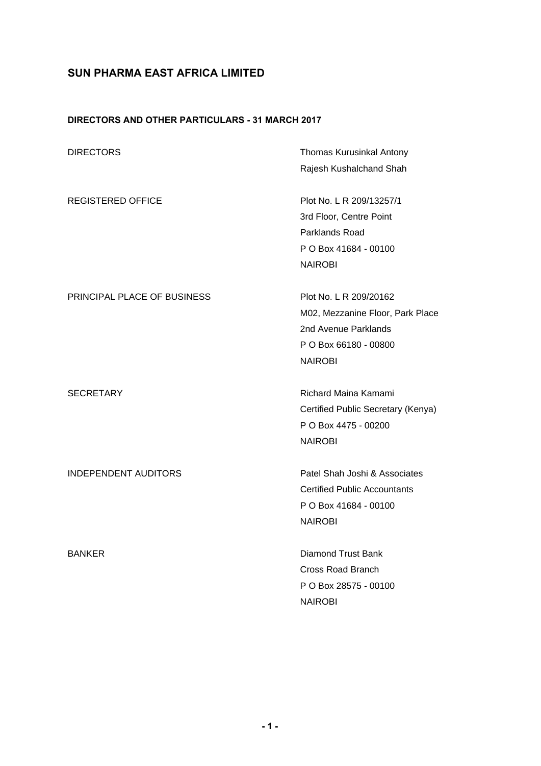# SUN PHARMA EAST AFRICA LIMITED

## DIRECTORS AND OTHER PARTICULARS - 31 MARCH 2017

| | |
|---|---|
| DIRECTORS | Thomas Kurusinkal Antony<br>Rajesh Kushalchand Shah |
| REGISTERED OFFICE | Plot No. L R 209/13257/1<br>3rd Floor, Centre Point<br>Parklands Road<br>P O Box 41684 - 00100<br>NAIROBI |
| PRINCIPAL PLACE OF BUSINESS | Plot No. L R 209/20162<br>M02, Mezzanine Floor, Park Place<br>2nd Avenue Parklands<br>P O Box 66180 - 00800<br>NAIROBI |
| SECRETARY | Richard Maina Kamami<br>Certified Public Secretary (Kenya)<br>P O Box 4475 - 00200<br>NAIROBI |
| INDEPENDENT AUDITORS | Patel Shah Joshi & Associates<br>Certified Public Accountants<br>P O Box 41684 - 00100<br>NAIROBI |
| BANKER | Diamond Trust Bank<br>Cross Road Branch<br>P O Box 28575 - 00100<br>NAIROBI |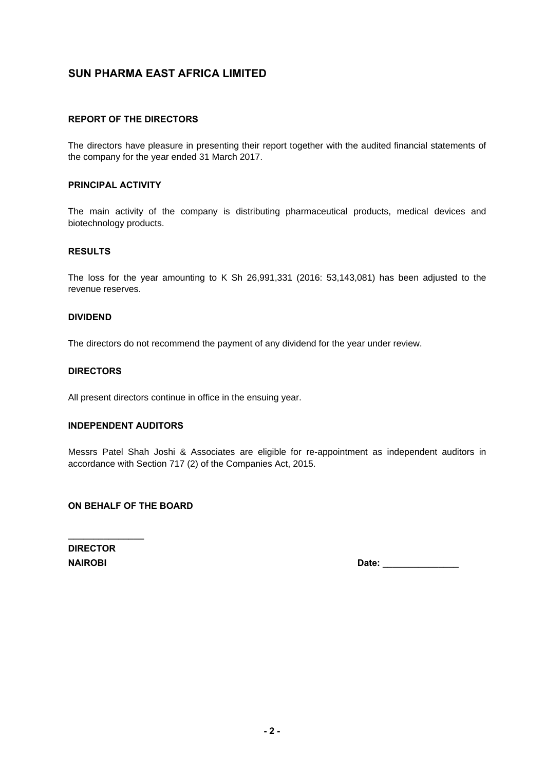# SUN PHARMA EAST AFRICA LIMITED

## REPORT OF THE DIRECTORS

The directors have pleasure in presenting their report together with the audited financial statements of the company for the year ended 31 March 2017.

### PRINCIPAL ACTIVITY

The main activity of the company is distributing pharmaceutical products, medical devices and biotechnology products.

### RESULTS

The loss for the year amounting to K Sh 26,991,331 (2016: 53,143,081) has been adjusted to the revenue reserves.

### DIVIDEND

The directors do not recommend the payment of any dividend for the year under review.

### DIRECTORS

All present directors continue in office in the ensuing year.

### INDEPENDENT AUDITORS

Messrs Patel Shah Joshi & Associates are eligible for re-appointment as independent auditors in accordance with Section 717 (2) of the Companies Act, 2015.

**ON BEHALF OF THE BOARD**

_______________
**DIRECTOR**
**NAIROBI** **Date: _______________**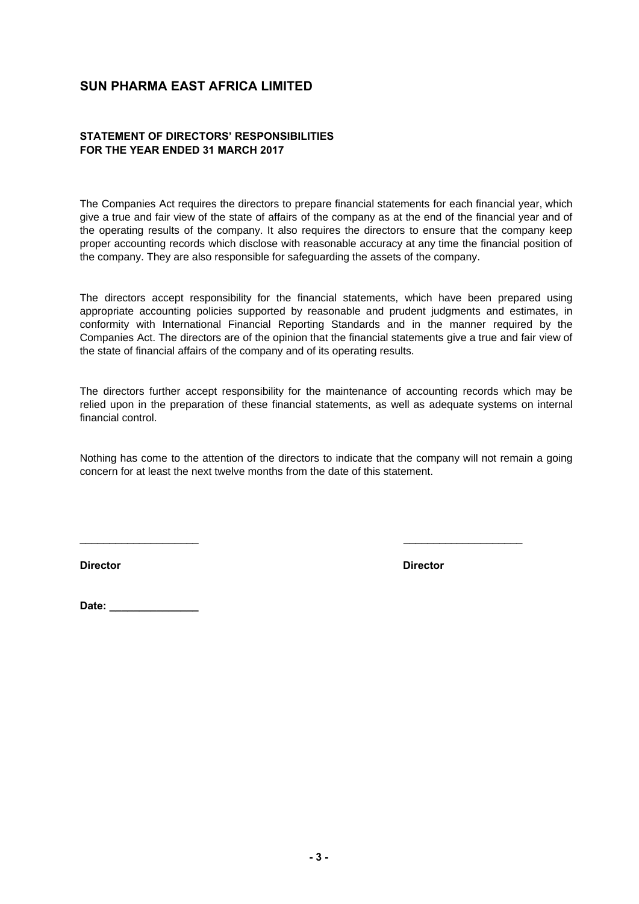# SUN PHARMA EAST AFRICA LIMITED

## STATEMENT OF DIRECTORS' RESPONSIBILITIES
## FOR THE YEAR ENDED 31 MARCH 2017

The Companies Act requires the directors to prepare financial statements for each financial year, which give a true and fair view of the state of affairs of the company as at the end of the financial year and of the operating results of the company. It also requires the directors to ensure that the company keep proper accounting records which disclose with reasonable accuracy at any time the financial position of the company. They are also responsible for safeguarding the assets of the company.

The directors accept responsibility for the financial statements, which have been prepared using appropriate accounting policies supported by reasonable and prudent judgments and estimates, in conformity with International Financial Reporting Standards and in the manner required by the Companies Act. The directors are of the opinion that the financial statements give a true and fair view of the state of financial affairs of the company and of its operating results.

The directors further accept responsibility for the maintenance of accounting records which may be relied upon in the preparation of these financial statements, as well as adequate systems on internal financial control.

Nothing has come to the attention of the directors to indicate that the company will not remain a going concern for at least the next twelve months from the date of this statement.

____________________ ____________________

**Director** **Director**

**Date: _______________**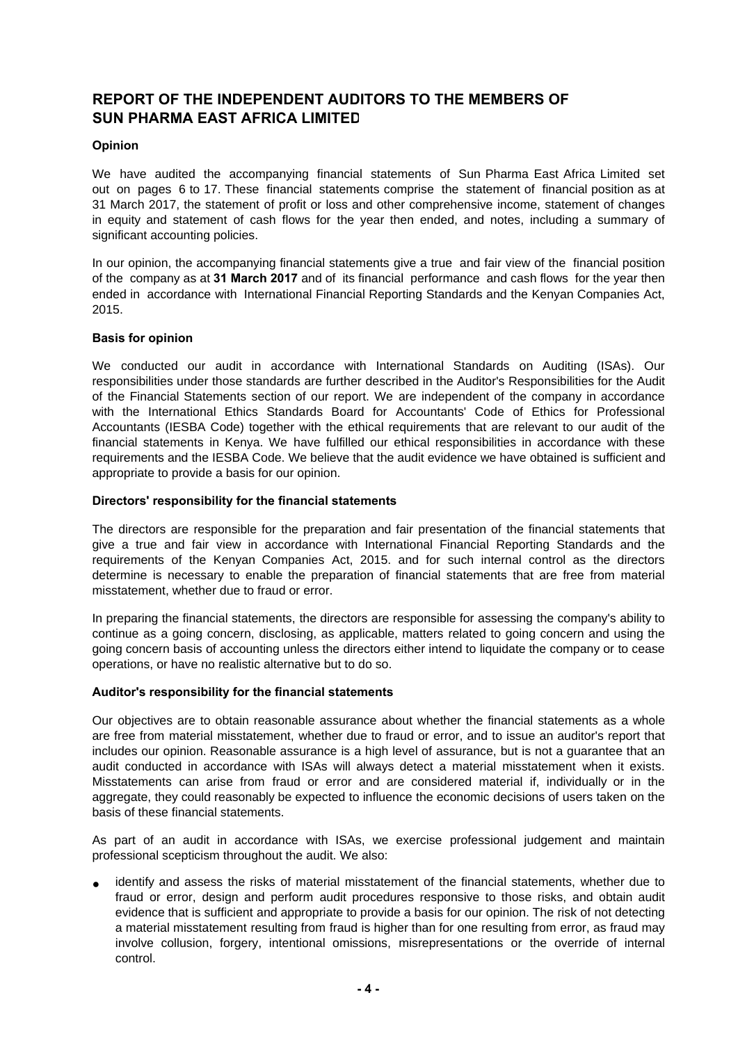# REPORT OF THE INDEPENDENT AUDITORS TO THE MEMBERS OF SUN PHARMA EAST AFRICA LIMITED

### Opinion

We have audited the accompanying financial statements of Sun Pharma East Africa Limited set out on pages 6 to 17. These financial statements comprise the statement of financial position as at 31 March 2017, the statement of profit or loss and other comprehensive income, statement of changes in equity and statement of cash flows for the year then ended, and notes, including a summary of significant accounting policies.

In our opinion, the accompanying financial statements give a true and fair view of the financial position of the company as at **31 March 2017** and of its financial performance and cash flows for the year then ended in accordance with International Financial Reporting Standards and the Kenyan Companies Act, 2015.

### Basis for opinion

We conducted our audit in accordance with International Standards on Auditing (ISAs). Our responsibilities under those standards are further described in the Auditor's Responsibilities for the Audit of the Financial Statements section of our report. We are independent of the company in accordance with the International Ethics Standards Board for Accountants' Code of Ethics for Professional Accountants (IESBA Code) together with the ethical requirements that are relevant to our audit of the financial statements in Kenya. We have fulfilled our ethical responsibilities in accordance with these requirements and the IESBA Code. We believe that the audit evidence we have obtained is sufficient and appropriate to provide a basis for our opinion.

### Directors' responsibility for the financial statements

The directors are responsible for the preparation and fair presentation of the financial statements that give a true and fair view in accordance with International Financial Reporting Standards and the requirements of the Kenyan Companies Act, 2015. and for such internal control as the directors determine is necessary to enable the preparation of financial statements that are free from material misstatement, whether due to fraud or error.

In preparing the financial statements, the directors are responsible for assessing the company's ability to continue as a going concern, disclosing, as applicable, matters related to going concern and using the going concern basis of accounting unless the directors either intend to liquidate the company or to cease operations, or have no realistic alternative but to do so.

### Auditor's responsibility for the financial statements

Our objectives are to obtain reasonable assurance about whether the financial statements as a whole are free from material misstatement, whether due to fraud or error, and to issue an auditor's report that includes our opinion. Reasonable assurance is a high level of assurance, but is not a guarantee that an audit conducted in accordance with ISAs will always detect a material misstatement when it exists. Misstatements can arise from fraud or error and are considered material if, individually or in the aggregate, they could reasonably be expected to influence the economic decisions of users taken on the basis of these financial statements.

As part of an audit in accordance with ISAs, we exercise professional judgement and maintain professional scepticism throughout the audit. We also:

- identify and assess the risks of material misstatement of the financial statements, whether due to fraud or error, design and perform audit procedures responsive to those risks, and obtain audit evidence that is sufficient and appropriate to provide a basis for our opinion. The risk of not detecting a material misstatement resulting from fraud is higher than for one resulting from error, as fraud may involve collusion, forgery, intentional omissions, misrepresentations or the override of internal control.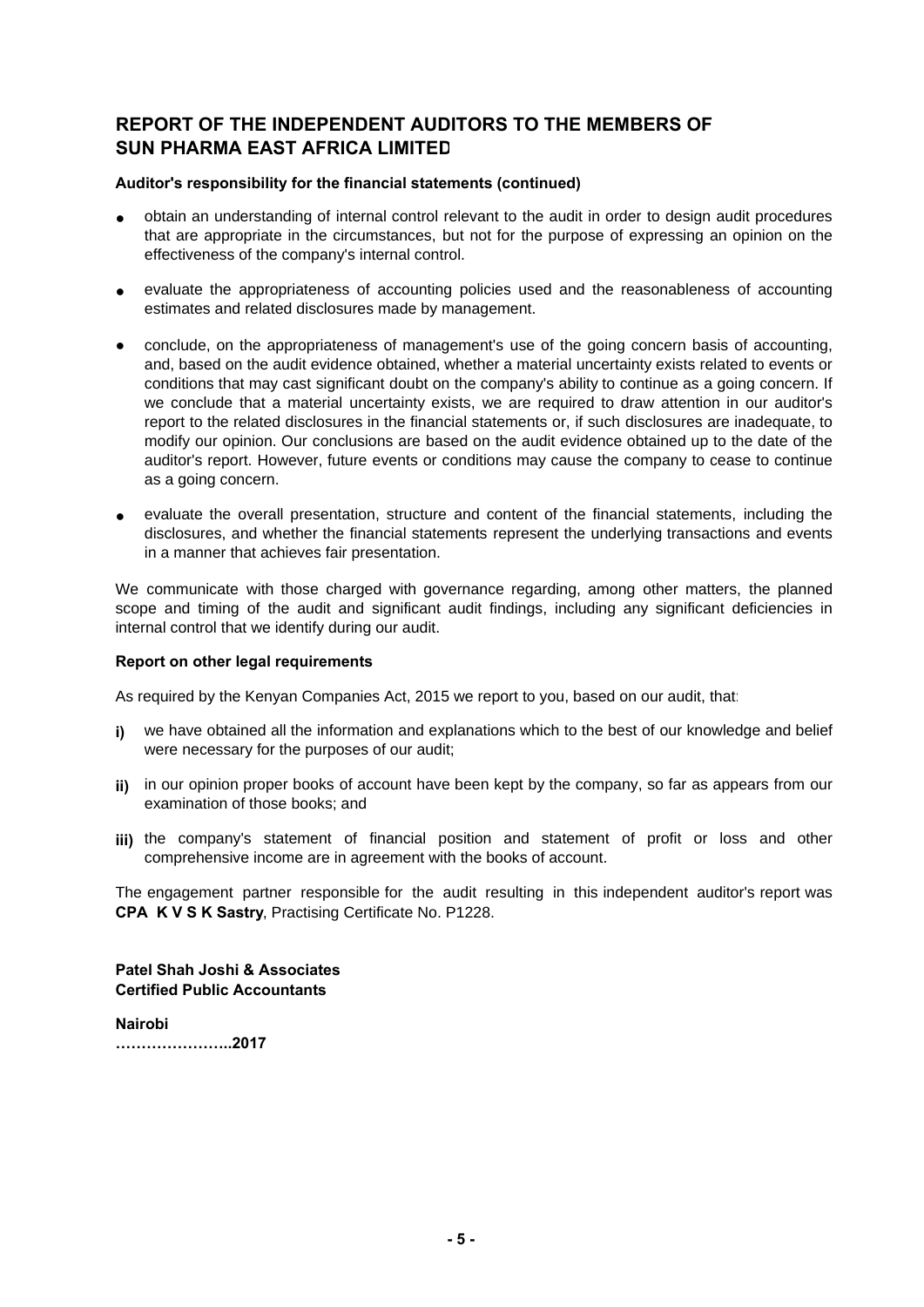# REPORT OF THE INDEPENDENT AUDITORS TO THE MEMBERS OF SUN PHARMA EAST AFRICA LIMITED

**Auditor's responsibility for the financial statements (continued)**

- obtain an understanding of internal control relevant to the audit in order to design audit procedures that are appropriate in the circumstances, but not for the purpose of expressing an opinion on the effectiveness of the company's internal control.
- evaluate the appropriateness of accounting policies used and the reasonableness of accounting estimates and related disclosures made by management.
- conclude, on the appropriateness of management's use of the going concern basis of accounting, and, based on the audit evidence obtained, whether a material uncertainty exists related to events or conditions that may cast significant doubt on the company's ability to continue as a going concern. If we conclude that a material uncertainty exists, we are required to draw attention in our auditor's report to the related disclosures in the financial statements or, if such disclosures are inadequate, to modify our opinion. Our conclusions are based on the audit evidence obtained up to the date of the auditor's report. However, future events or conditions may cause the company to cease to continue as a going concern.
- evaluate the overall presentation, structure and content of the financial statements, including the disclosures, and whether the financial statements represent the underlying transactions and events in a manner that achieves fair presentation.

We communicate with those charged with governance regarding, among other matters, the planned scope and timing of the audit and significant audit findings, including any significant deficiencies in internal control that we identify during our audit.

**Report on other legal requirements**

As required by the Kenyan Companies Act, 2015 we report to you, based on our audit, that:

**i)** we have obtained all the information and explanations which to the best of our knowledge and belief were necessary for the purposes of our audit;

**ii)** in our opinion proper books of account have been kept by the company, so far as appears from our examination of those books; and

**iii)** the company's statement of financial position and statement of profit or loss and other comprehensive income are in agreement with the books of account.

The engagement partner responsible for the audit resulting in this independent auditor's report was **CPA K V S K Sastry**, Practising Certificate No. P1228.

**Patel Shah Joshi & Associates**
**Certified Public Accountants**

**Nairobi**
**…………………..2017**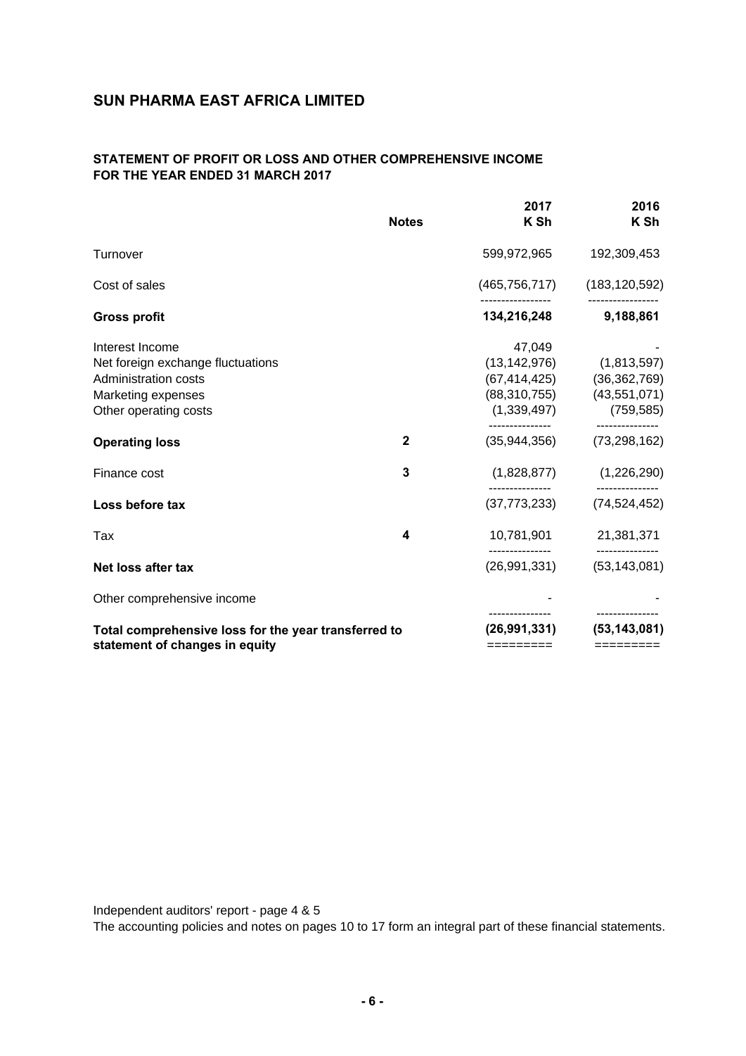# SUN PHARMA EAST AFRICA LIMITED

## STATEMENT OF PROFIT OR LOSS AND OTHER COMPREHENSIVE INCOME FOR THE YEAR ENDED 31 MARCH 2017

| | Notes | 2017 K Sh | 2016 K Sh |
|---|---|---|---|
| Turnover | | 599,972,965 | 192,309,453 |
| Cost of sales | | (465,756,717) | (183,120,592) |
| **Gross profit** | | **134,216,248** | **9,188,861** |
| Interest Income | | 47,049 | - |
| Net foreign exchange fluctuations | | (13,142,976) | (1,813,597) |
| Administration costs | | (67,414,425) | (36,362,769) |
| Marketing expenses | | (88,310,755) | (43,551,071) |
| Other operating costs | | (1,339,497) | (759,585) |
| **Operating loss** | **2** | (35,944,356) | (73,298,162) |
| Finance cost | **3** | (1,828,877) | (1,226,290) |
| **Loss before tax** | | (37,773,233) | (74,524,452) |
| Tax | **4** | 10,781,901 | 21,381,371 |
| **Net loss after tax** | | (26,991,331) | (53,143,081) |
| Other comprehensive income | | - | - |
| **Total comprehensive loss for the year transferred to statement of changes in equity** | | **(26,991,331)** | **(53,143,081)** |

Independent auditors' report - page 4 & 5

The accounting policies and notes on pages 10 to 17 form an integral part of these financial statements.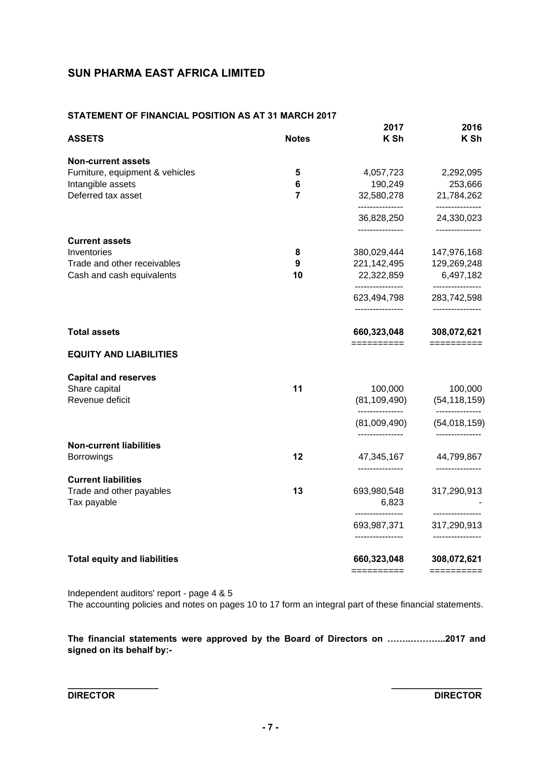# SUN PHARMA EAST AFRICA LIMITED

## STATEMENT OF FINANCIAL POSITION AS AT 31 MARCH 2017

| ASSETS | Notes | 2017 K Sh | 2016 K Sh |
|---|---|---|---|
| **Non-current assets** | | | |
| Furniture, equipment & vehicles | 5 | 4,057,723 | 2,292,095 |
| Intangible assets | 6 | 190,249 | 253,666 |
| Deferred tax asset | 7 | 32,580,278 | 21,784,262 |
| | | 36,828,250 | 24,330,023 |
| **Current assets** | | | |
| Inventories | 8 | 380,029,444 | 147,976,168 |
| Trade and other receivables | 9 | 221,142,495 | 129,269,248 |
| Cash and cash equivalents | 10 | 22,322,859 | 6,497,182 |
| | | 623,494,798 | 283,742,598 |
| **Total assets** | | **660,323,048** | **308,072,621** |
| **EQUITY AND LIABILITIES** | | | |
| **Capital and reserves** | | | |
| Share capital | 11 | 100,000 | 100,000 |
| Revenue deficit | | (81,109,490) | (54,118,159) |
| | | (81,009,490) | (54,018,159) |
| **Non-current liabilities** | | | |
| Borrowings | 12 | 47,345,167 | 44,799,867 |
| **Current liabilities** | | | |
| Trade and other payables | 13 | 693,980,548 | 317,290,913 |
| Tax payable | | 6,823 | - |
| | | 693,987,371 | 317,290,913 |
| **Total equity and liabilities** | | **660,323,048** | **308,072,621** |

Independent auditors' report - page 4 & 5

The accounting policies and notes on pages 10 to 17 form an integral part of these financial statements.

**The financial statements were approved by the Board of Directors on ……..………...2017 and signed on its behalf by:-**

**DIRECTOR** **DIRECTOR**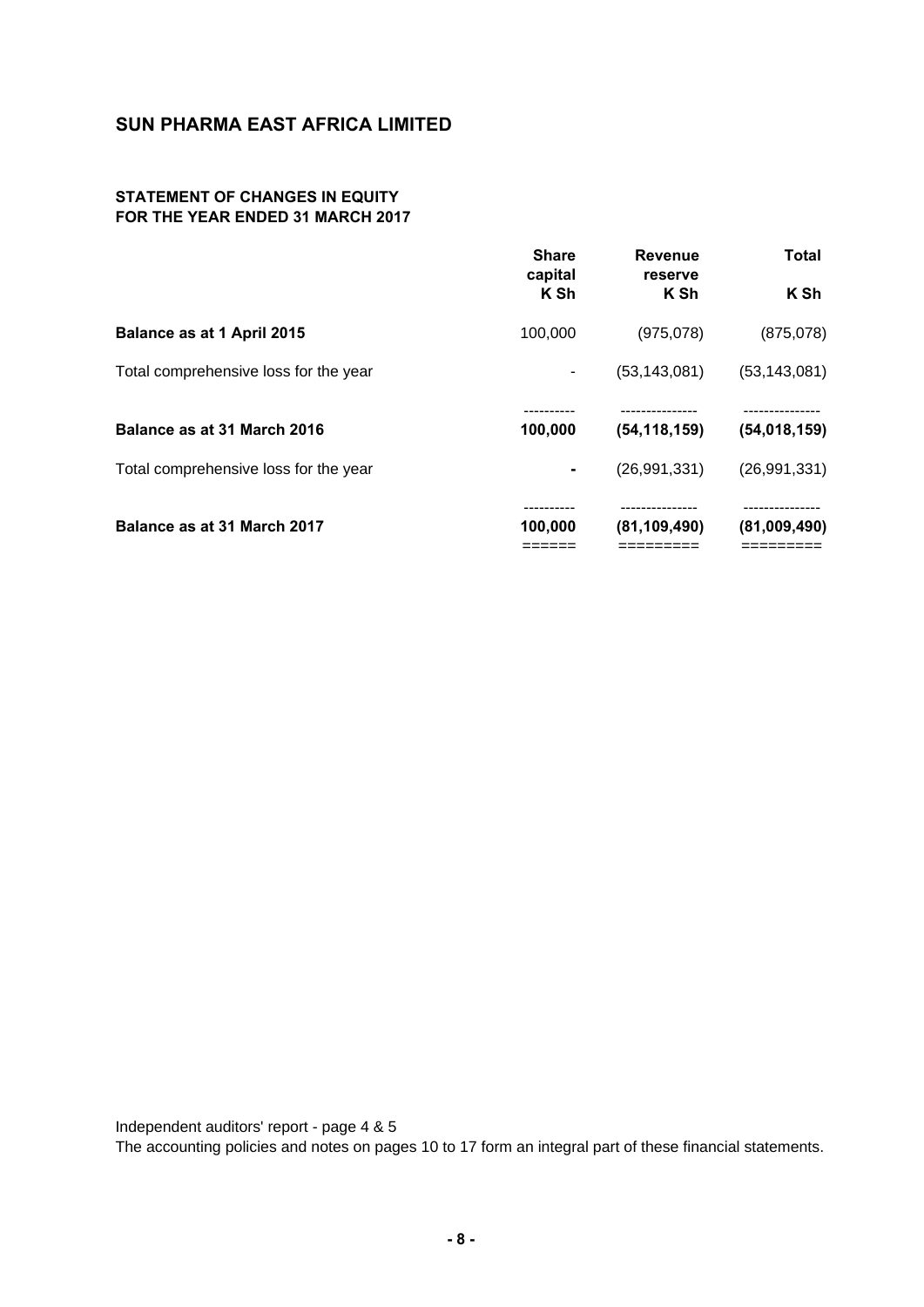# SUN PHARMA EAST AFRICA LIMITED

## STATEMENT OF CHANGES IN EQUITY FOR THE YEAR ENDED 31 MARCH 2017

| | Share capital K Sh | Revenue reserve K Sh | Total K Sh |
|---|---|---|---|
| **Balance as at 1 April 2015** | 100,000 | (975,078) | (875,078) |
| Total comprehensive loss for the year | - | (53,143,081) | (53,143,081) |
| **Balance as at 31 March 2016** | **100,000** | **(54,118,159)** | **(54,018,159)** |
| Total comprehensive loss for the year | **-** | (26,991,331) | (26,991,331) |
| **Balance as at 31 March 2017** | **100,000** | **(81,109,490)** | **(81,009,490)** |

Independent auditors' report - page 4 & 5
The accounting policies and notes on pages 10 to 17 form an integral part of these financial statements.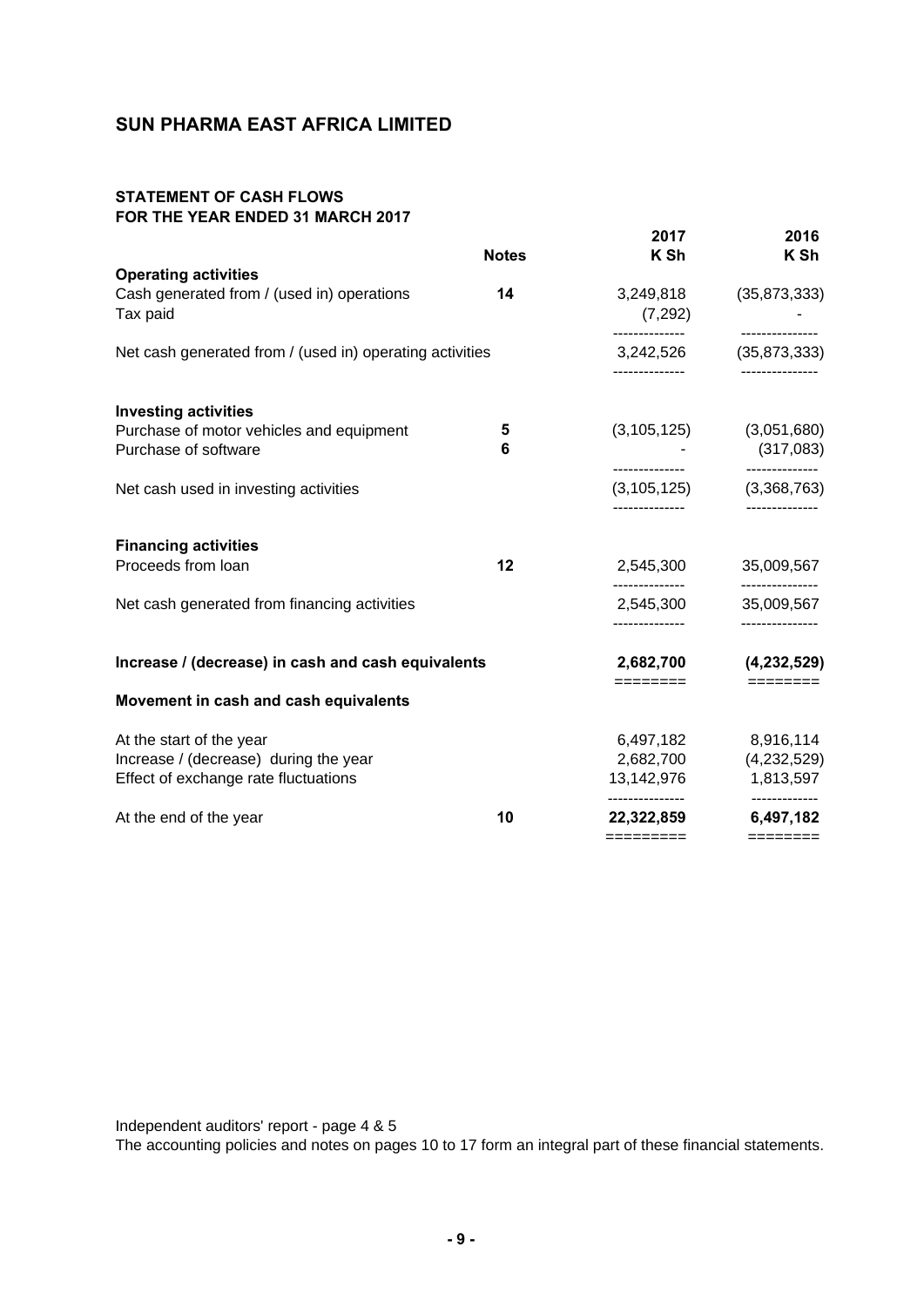# SUN PHARMA EAST AFRICA LIMITED

## STATEMENT OF CASH FLOWS
## FOR THE YEAR ENDED 31 MARCH 2017

| | Notes | 2017<br>K Sh | 2016<br>K Sh |
|---|---|---|---|
| **Operating activities** | | | |
| Cash generated from / (used in) operations | 14 | 3,249,818 | (35,873,333) |
| Tax paid | | (7,292) | - |
| Net cash generated from / (used in) operating activities | | 3,242,526 | (35,873,333) |
| **Investing activities** | | | |
| Purchase of motor vehicles and equipment | 5 | (3,105,125) | (3,051,680) |
| Purchase of software | 6 | - | (317,083) |
| Net cash used in investing activities | | (3,105,125) | (3,368,763) |
| **Financing activities** | | | |
| Proceeds from loan | 12 | 2,545,300 | 35,009,567 |
| Net cash generated from financing activities | | 2,545,300 | 35,009,567 |
| **Increase / (decrease) in cash and cash equivalents** | | **2,682,700** | **(4,232,529)** |
| **Movement in cash and cash equivalents** | | | |
| At the start of the year | | 6,497,182 | 8,916,114 |
| Increase / (decrease) during the year | | 2,682,700 | (4,232,529) |
| Effect of exchange rate fluctuations | | 13,142,976 | 1,813,597 |
| At the end of the year | 10 | **22,322,859** | **6,497,182** |

Independent auditors' report - page 4 & 5

The accounting policies and notes on pages 10 to 17 form an integral part of these financial statements.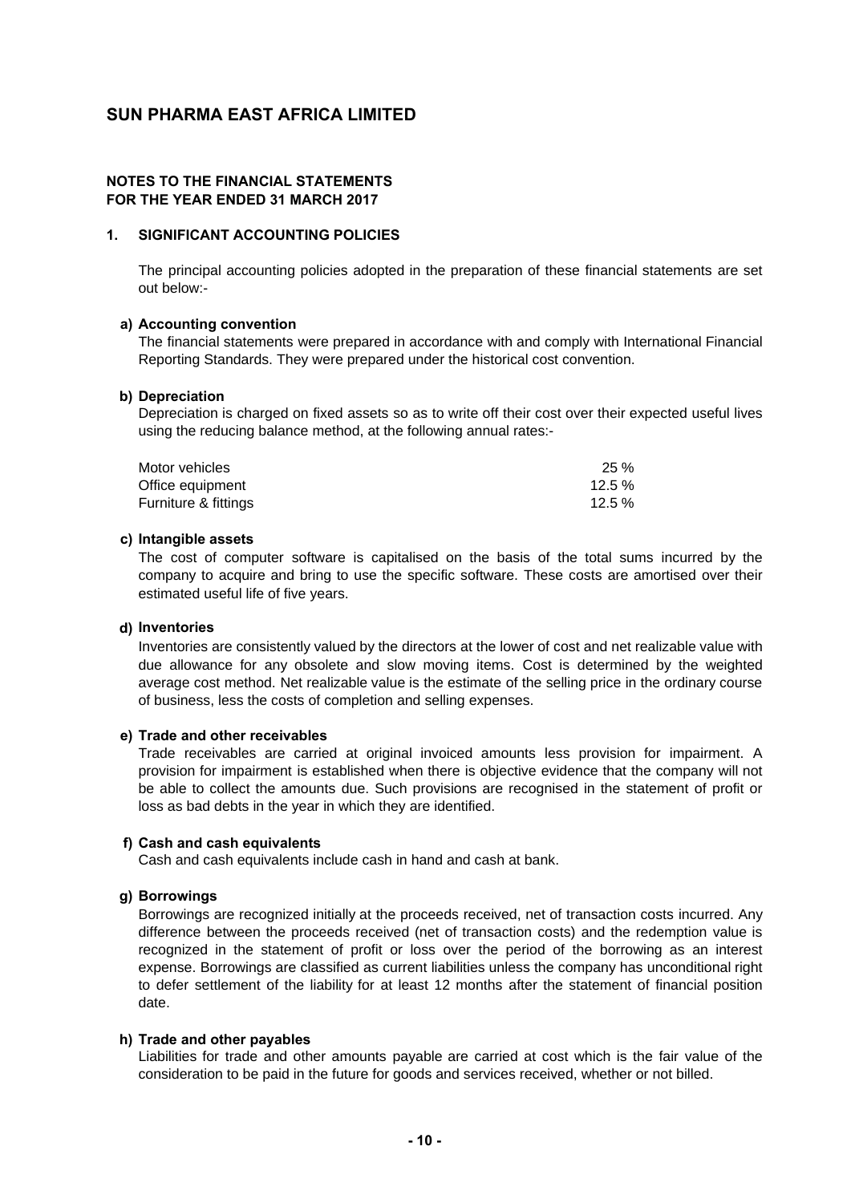# SUN PHARMA EAST AFRICA LIMITED

## NOTES TO THE FINANCIAL STATEMENTS
## FOR THE YEAR ENDED 31 MARCH 2017

### 1. SIGNIFICANT ACCOUNTING POLICIES

The principal accounting policies adopted in the preparation of these financial statements are set out below:-

**a) Accounting convention**

The financial statements were prepared in accordance with and comply with International Financial Reporting Standards. They were prepared under the historical cost convention.

**b) Depreciation**

Depreciation is charged on fixed assets so as to write off their cost over their expected useful lives using the reducing balance method, at the following annual rates:-

| | |
|---|---|
| Motor vehicles | 25 % |
| Office equipment | 12.5 % |
| Furniture & fittings | 12.5 % |

**c) Intangible assets**

The cost of computer software is capitalised on the basis of the total sums incurred by the company to acquire and bring to use the specific software. These costs are amortised over their estimated useful life of five years.

**d) Inventories**

Inventories are consistently valued by the directors at the lower of cost and net realizable value with due allowance for any obsolete and slow moving items. Cost is determined by the weighted average cost method. Net realizable value is the estimate of the selling price in the ordinary course of business, less the costs of completion and selling expenses.

**e) Trade and other receivables**

Trade receivables are carried at original invoiced amounts less provision for impairment. A provision for impairment is established when there is objective evidence that the company will not be able to collect the amounts due. Such provisions are recognised in the statement of profit or loss as bad debts in the year in which they are identified.

**f) Cash and cash equivalents**

Cash and cash equivalents include cash in hand and cash at bank.

**g) Borrowings**

Borrowings are recognized initially at the proceeds received, net of transaction costs incurred. Any difference between the proceeds received (net of transaction costs) and the redemption value is recognized in the statement of profit or loss over the period of the borrowing as an interest expense. Borrowings are classified as current liabilities unless the company has unconditional right to defer settlement of the liability for at least 12 months after the statement of financial position date.

**h) Trade and other payables**

Liabilities for trade and other amounts payable are carried at cost which is the fair value of the consideration to be paid in the future for goods and services received, whether or not billed.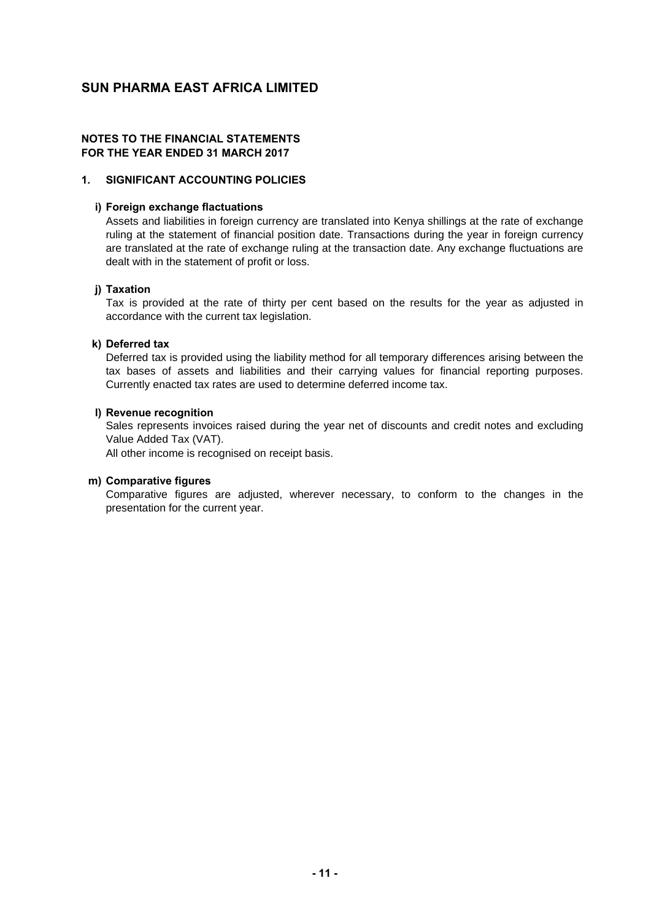# SUN PHARMA EAST AFRICA LIMITED

**NOTES TO THE FINANCIAL STATEMENTS**
**FOR THE YEAR ENDED 31 MARCH 2017**

**1. SIGNIFICANT ACCOUNTING POLICIES**

**i) Foreign exchange flactuations**

Assets and liabilities in foreign currency are translated into Kenya shillings at the rate of exchange ruling at the statement of financial position date. Transactions during the year in foreign currency are translated at the rate of exchange ruling at the transaction date. Any exchange fluctuations are dealt with in the statement of profit or loss.

**j) Taxation**

Tax is provided at the rate of thirty per cent based on the results for the year as adjusted in accordance with the current tax legislation.

**k) Deferred tax**

Deferred tax is provided using the liability method for all temporary differences arising between the tax bases of assets and liabilities and their carrying values for financial reporting purposes. Currently enacted tax rates are used to determine deferred income tax.

**l) Revenue recognition**

Sales represents invoices raised during the year net of discounts and credit notes and excluding Value Added Tax (VAT).

All other income is recognised on receipt basis.

**m) Comparative figures**

Comparative figures are adjusted, wherever necessary, to conform to the changes in the presentation for the current year.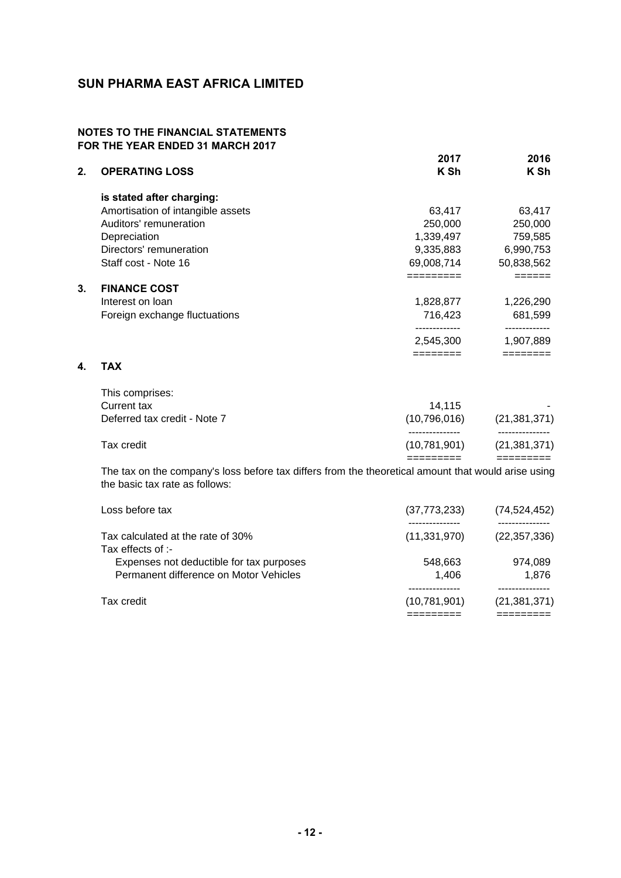# SUN PHARMA EAST AFRICA LIMITED

## NOTES TO THE FINANCIAL STATEMENTS FOR THE YEAR ENDED 31 MARCH 2017

| | | 2017 K Sh | 2016 K Sh |
|---|---|---|---|
| **2.** | **OPERATING LOSS** | | |
| | **is stated after charging:** | | |
| | Amortisation of intangible assets | 63,417 | 63,417 |
| | Auditors' remuneration | 250,000 | 250,000 |
| | Depreciation | 1,339,497 | 759,585 |
| | Directors' remuneration | 9,335,883 | 6,990,753 |
| | Staff cost - Note 16 | 69,008,714 | 50,838,562 |
| **3.** | **FINANCE COST** | | |
| | Interest on loan | 1,828,877 | 1,226,290 |
| | Foreign exchange fluctuations | 716,423 | 681,599 |
| | | 2,545,300 | 1,907,889 |

**4. TAX**

| | 2017 K Sh | 2016 K Sh |
|---|---|---|
| This comprises: | | |
| Current tax | 14,115 | - |
| Deferred tax credit - Note 7 | (10,796,016) | (21,381,371) |
| Tax credit | (10,781,901) | (21,381,371) |

The tax on the company's loss before tax differs from the theoretical amount that would arise using the basic tax rate as follows:

| | 2017 K Sh | 2016 K Sh |
|---|---|---|
| Loss before tax | (37,773,233) | (74,524,452) |
| Tax calculated at the rate of 30% | (11,331,970) | (22,357,336) |
| Tax effects of :- | | |
| Expenses not deductible for tax purposes | 548,663 | 974,089 |
| Permanent difference on Motor Vehicles | 1,406 | 1,876 |
| Tax credit | (10,781,901) | (21,381,371) |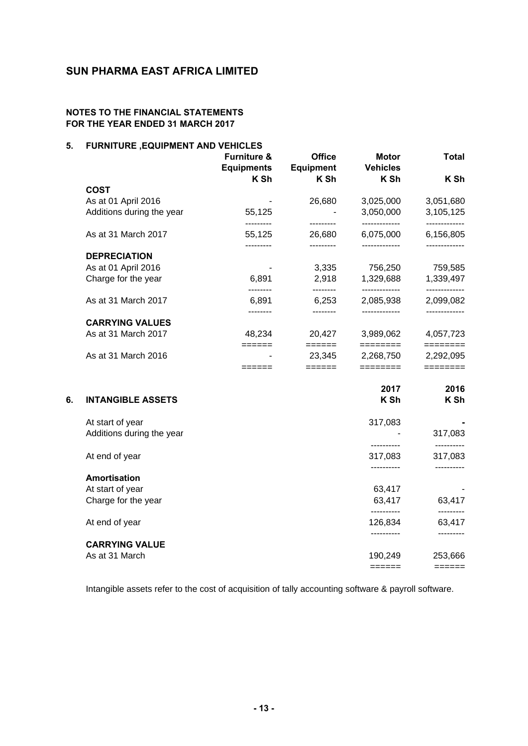## SUN PHARMA EAST AFRICA LIMITED

### NOTES TO THE FINANCIAL STATEMENTS FOR THE YEAR ENDED 31 MARCH 2017

### 5. FURNITURE ,EQUIPMENT AND VEHICLES

| | Furniture & Equipments | Office Equipment | Motor Vehicles | Total |
|---|---|---|---|---|
| | K Sh | K Sh | K Sh | K Sh |
| **COST** | | | | |
| As at 01 April 2016 | - | 26,680 | 3,025,000 | 3,051,680 |
| Additions during the year | 55,125 | - | 3,050,000 | 3,105,125 |
| As at 31 March 2017 | 55,125 | 26,680 | 6,075,000 | 6,156,805 |
| **DEPRECIATION** | | | | |
| As at 01 April 2016 | - | 3,335 | 756,250 | 759,585 |
| Charge for the year | 6,891 | 2,918 | 1,329,688 | 1,339,497 |
| As at 31 March 2017 | 6,891 | 6,253 | 2,085,938 | 2,099,082 |
| **CARRYING VALUES** | | | | |
| As at 31 March 2017 | 48,234 | 20,427 | 3,989,062 | 4,057,723 |
| As at 31 March 2016 | - | 23,345 | 2,268,750 | 2,292,095 |

### 6. INTANGIBLE ASSETS

| | 2017 | 2016 |
|---|---|---|
| | K Sh | K Sh |
| At start of year | 317,083 | - |
| Additions during the year | - | 317,083 |
| At end of year | 317,083 | 317,083 |
| **Amortisation** | | |
| At start of year | 63,417 | - |
| Charge for the year | 63,417 | 63,417 |
| At end of year | 126,834 | 63,417 |
| **CARRYING VALUE** | | |
| As at 31 March | 190,249 | 253,666 |

Intangible assets refer to the cost of acquisition of tally accounting software & payroll software.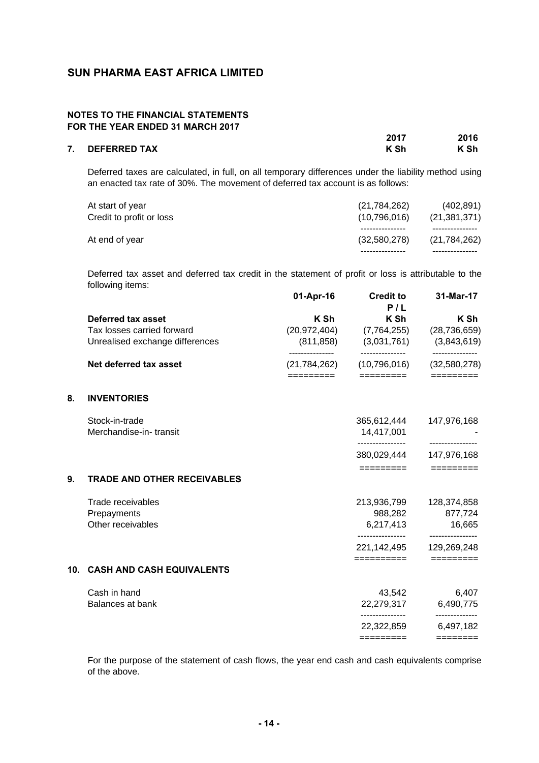# SUN PHARMA EAST AFRICA LIMITED

**NOTES TO THE FINANCIAL STATEMENTS**
**FOR THE YEAR ENDED 31 MARCH 2017**

## 7. DEFERRED TAX

| | 2017 K Sh | 2016 K Sh |
|---|---|---|

Deferred taxes are calculated, in full, on all temporary differences under the liability method using an enacted tax rate of 30%. The movement of deferred tax account is as follows:

| | 2017 K Sh | 2016 K Sh |
|---|---|---|
| At start of year | (21,784,262) | (402,891) |
| Credit to profit or loss | (10,796,016) | (21,381,371) |
| At end of year | (32,580,278) | (21,784,262) |

Deferred tax asset and deferred tax credit in the statement of profit or loss is attributable to the following items:

| | 01-Apr-16 | Credit to P / L | 31-Mar-17 |
|---|---|---|---|
| **Deferred tax asset** | **K Sh** | **K Sh** | **K Sh** |
| Tax losses carried forward | (20,972,404) | (7,764,255) | (28,736,659) |
| Unrealised exchange differences | (811,858) | (3,031,761) | (3,843,619) |
| **Net deferred tax asset** | (21,784,262) | (10,796,016) | (32,580,278) |

## 8. INVENTORIES

| | 2017 K Sh | 2016 K Sh |
|---|---|---|
| Stock-in-trade | 365,612,444 | 147,976,168 |
| Merchandise-in- transit | 14,417,001 | - |
| | 380,029,444 | 147,976,168 |

## 9. TRADE AND OTHER RECEIVABLES

| | 2017 K Sh | 2016 K Sh |
|---|---|---|
| Trade receivables | 213,936,799 | 128,374,858 |
| Prepayments | 988,282 | 877,724 |
| Other receivables | 6,217,413 | 16,665 |
| | 221,142,495 | 129,269,248 |

## 10. CASH AND CASH EQUIVALENTS

| | 2017 K Sh | 2016 K Sh |
|---|---|---|
| Cash in hand | 43,542 | 6,407 |
| Balances at bank | 22,279,317 | 6,490,775 |
| | 22,322,859 | 6,497,182 |

For the purpose of the statement of cash flows, the year end cash and cash equivalents comprise of the above.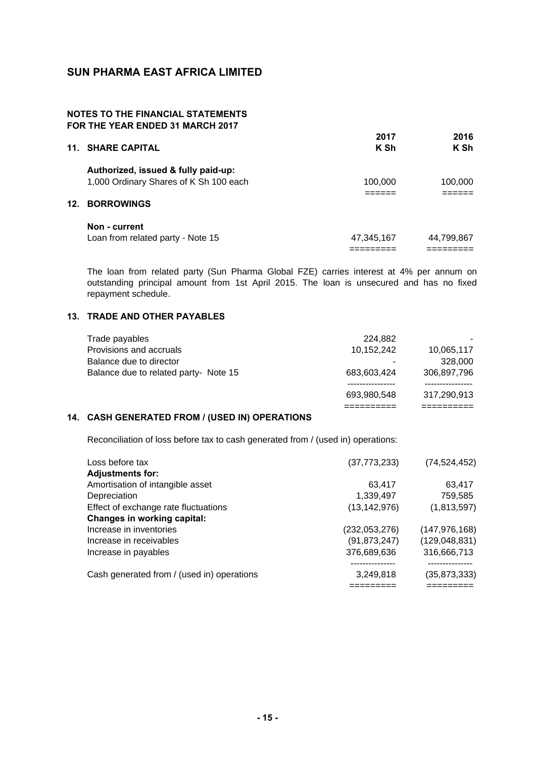# SUN PHARMA EAST AFRICA LIMITED

## NOTES TO THE FINANCIAL STATEMENTS
## FOR THE YEAR ENDED 31 MARCH 2017

### 11. SHARE CAPITAL

| | 2017<br>K Sh | 2016<br>K Sh |
|---|---|---|
| **Authorized, issued & fully paid-up:** | | |
| 1,000 Ordinary Shares of K Sh 100 each | 100,000 | 100,000 |

### 12. BORROWINGS

| | 2017<br>K Sh | 2016<br>K Sh |
|---|---|---|
| **Non - current** | | |
| Loan from related party - Note 15 | 47,345,167 | 44,799,867 |

The loan from related party (Sun Pharma Global FZE) carries interest at 4% per annum on outstanding principal amount from 1st April 2015. The loan is unsecured and has no fixed repayment schedule.

### 13. TRADE AND OTHER PAYABLES

| | 2017<br>K Sh | 2016<br>K Sh |
|---|---|---|
| Trade payables | 224,882 | - |
| Provisions and accruals | 10,152,242 | 10,065,117 |
| Balance due to director | - | 328,000 |
| Balance due to related party- Note 15 | 683,603,424 | 306,897,796 |
| | 693,980,548 | 317,290,913 |

### 14. CASH GENERATED FROM / (USED IN) OPERATIONS

Reconciliation of loss before tax to cash generated from / (used in) operations:

| | 2017<br>K Sh | 2016<br>K Sh |
|---|---|---|
| Loss before tax | (37,773,233) | (74,524,452) |
| **Adjustments for:** | | |
| Amortisation of intangible asset | 63,417 | 63,417 |
| Depreciation | 1,339,497 | 759,585 |
| Effect of exchange rate fluctuations | (13,142,976) | (1,813,597) |
| **Changes in working capital:** | | |
| Increase in inventories | (232,053,276) | (147,976,168) |
| Increase in receivables | (91,873,247) | (129,048,831) |
| Increase in payables | 376,689,636 | 316,666,713 |
| Cash generated from / (used in) operations | 3,249,818 | (35,873,333) |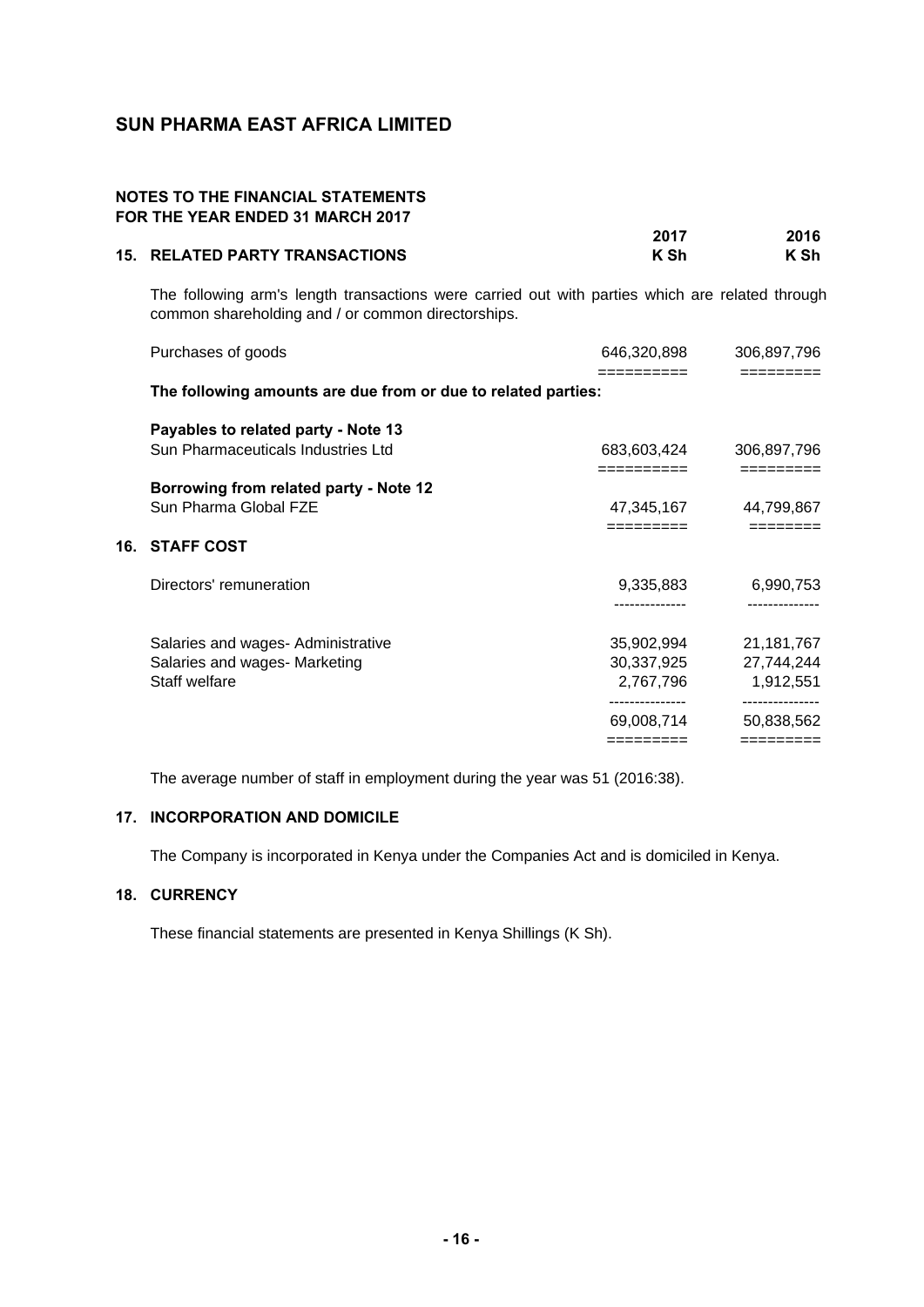# SUN PHARMA EAST AFRICA LIMITED

## NOTES TO THE FINANCIAL STATEMENTS
## FOR THE YEAR ENDED 31 MARCH 2017

### 15. RELATED PARTY TRANSACTIONS

| | 2017 K Sh | 2016 K Sh |
|---|---|---|
| The following arm's length transactions were carried out with parties which are related through common shareholding and / or common directorships. | | |
| Purchases of goods | 646,320,898 | 306,897,796 |
| **The following amounts are due from or due to related parties:** | | |
| **Payables to related party - Note 13** | | |
| Sun Pharmaceuticals Industries Ltd | 683,603,424 | 306,897,796 |
| **Borrowing from related party - Note 12** | | |
| Sun Pharma Global FZE | 47,345,167 | 44,799,867 |

### 16. STAFF COST

| | 2017 K Sh | 2016 K Sh |
|---|---|---|
| Directors' remuneration | 9,335,883 | 6,990,753 |
| Salaries and wages- Administrative | 35,902,994 | 21,181,767 |
| Salaries and wages- Marketing | 30,337,925 | 27,744,244 |
| Staff welfare | 2,767,796 | 1,912,551 |
| | 69,008,714 | 50,838,562 |

The average number of staff in employment during the year was 51 (2016:38).

### 17. INCORPORATION AND DOMICILE

The Company is incorporated in Kenya under the Companies Act and is domiciled in Kenya.

### 18. CURRENCY

These financial statements are presented in Kenya Shillings (K Sh).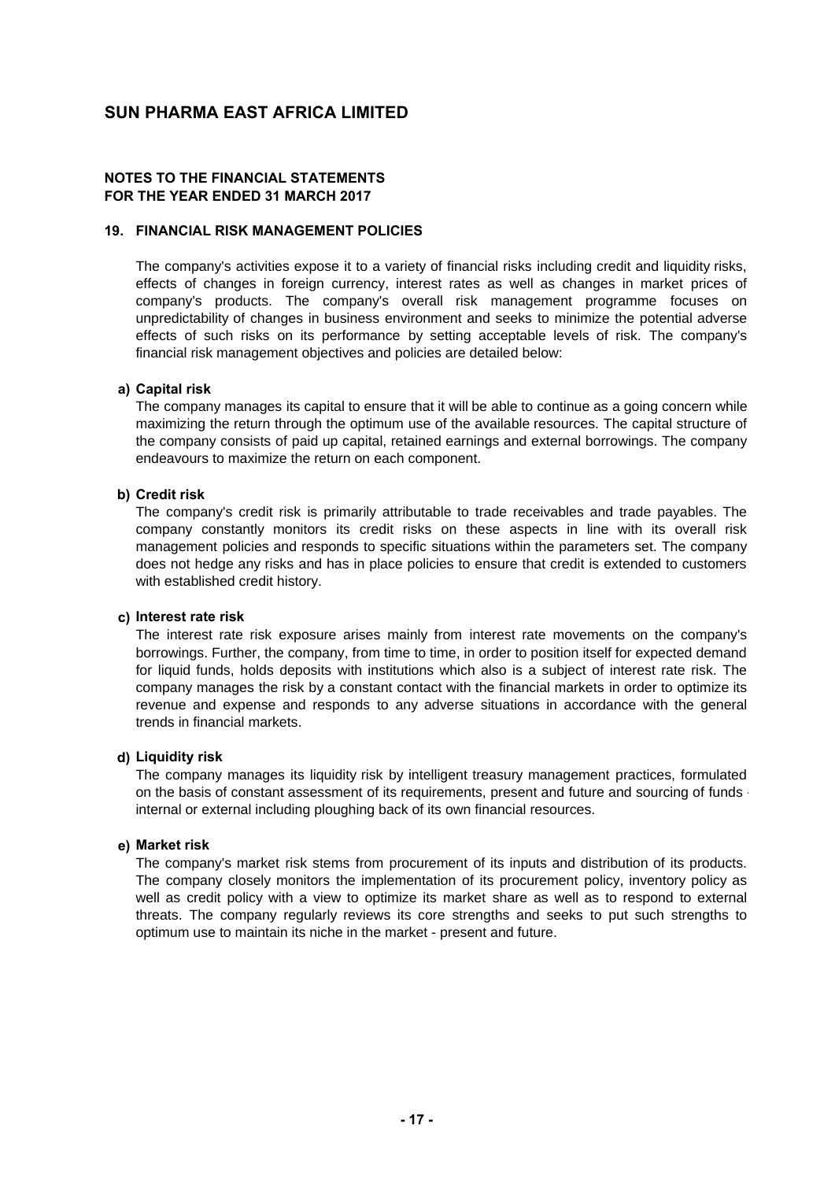# SUN PHARMA EAST AFRICA LIMITED

## NOTES TO THE FINANCIAL STATEMENTS
## FOR THE YEAR ENDED 31 MARCH 2017

### 19. FINANCIAL RISK MANAGEMENT POLICIES

The company's activities expose it to a variety of financial risks including credit and liquidity risks, effects of changes in foreign currency, interest rates as well as changes in market prices of company's products. The company's overall risk management programme focuses on unpredictability of changes in business environment and seeks to minimize the potential adverse effects of such risks on its performance by setting acceptable levels of risk. The company's financial risk management objectives and policies are detailed below:

**a) Capital risk**

The company manages its capital to ensure that it will be able to continue as a going concern while maximizing the return through the optimum use of the available resources. The capital structure of the company consists of paid up capital, retained earnings and external borrowings. The company endeavours to maximize the return on each component.

**b) Credit risk**

The company's credit risk is primarily attributable to trade receivables and trade payables. The company constantly monitors its credit risks on these aspects in line with its overall risk management policies and responds to specific situations within the parameters set. The company does not hedge any risks and has in place policies to ensure that credit is extended to customers with established credit history.

**c) Interest rate risk**

The interest rate risk exposure arises mainly from interest rate movements on the company's borrowings. Further, the company, from time to time, in order to position itself for expected demand for liquid funds, holds deposits with institutions which also is a subject of interest rate risk. The company manages the risk by a constant contact with the financial markets in order to optimize its revenue and expense and responds to any adverse situations in accordance with the general trends in financial markets.

**d) Liquidity risk**

The company manages its liquidity risk by intelligent treasury management practices, formulated on the basis of constant assessment of its requirements, present and future and sourcing of funds - internal or external including ploughing back of its own financial resources.

**e) Market risk**

The company's market risk stems from procurement of its inputs and distribution of its products. The company closely monitors the implementation of its procurement policy, inventory policy as well as credit policy with a view to optimize its market share as well as to respond to external threats. The company regularly reviews its core strengths and seeks to put such strengths to optimum use to maintain its niche in the market - present and future.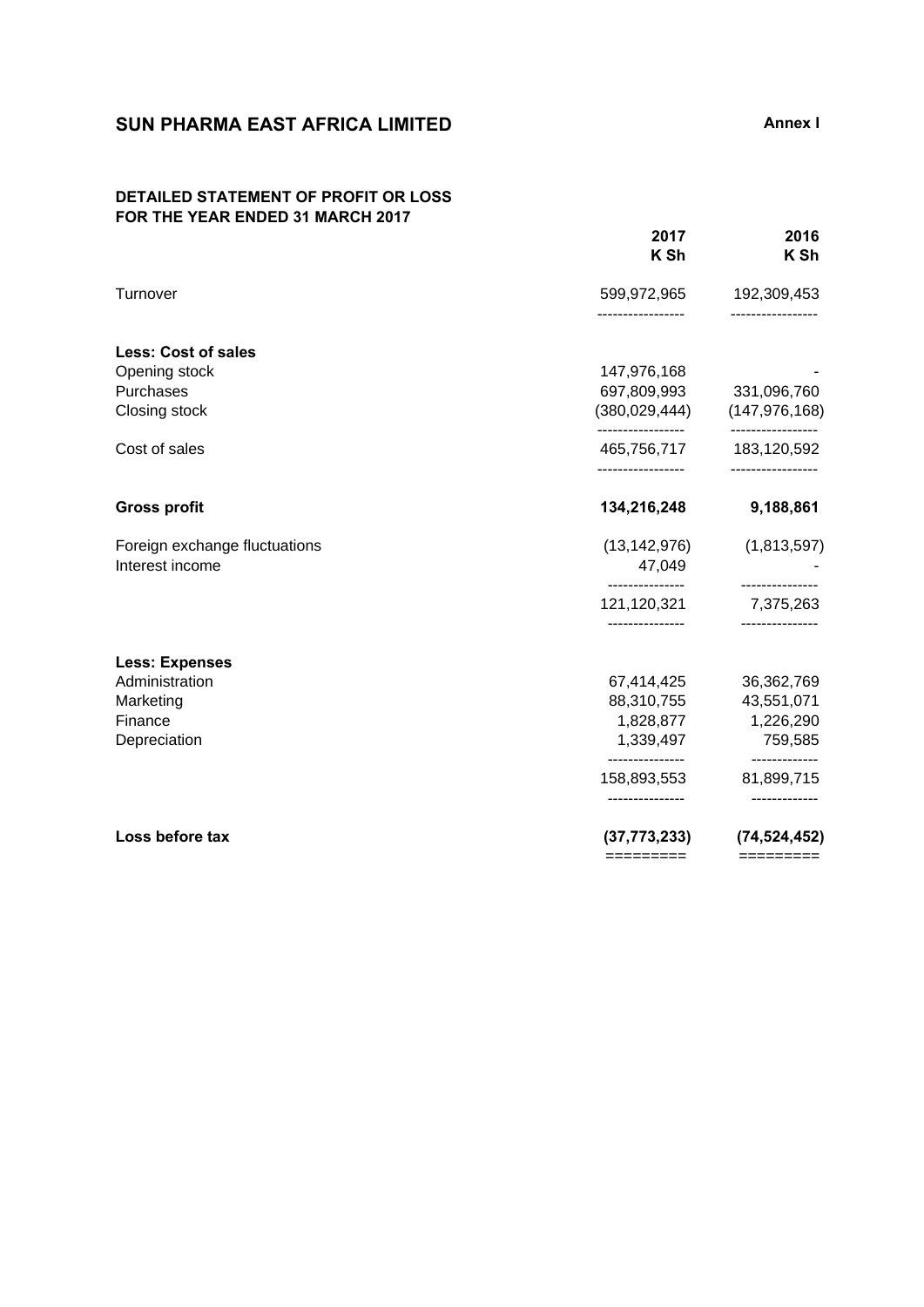# SUN PHARMA EAST AFRICA LIMITED

**Annex I**

## DETAILED STATEMENT OF PROFIT OR LOSS
## FOR THE YEAR ENDED 31 MARCH 2017

| | 2017<br>K Sh | 2016<br>K Sh |
|---|---|---|
| Turnover | 599,972,965 | 192,309,453 |
| **Less: Cost of sales** | | |
| Opening stock | 147,976,168 | - |
| Purchases | 697,809,993 | 331,096,760 |
| Closing stock | (380,029,444) | (147,976,168) |
| Cost of sales | 465,756,717 | 183,120,592 |
| **Gross profit** | **134,216,248** | **9,188,861** |
| Foreign exchange fluctuations | (13,142,976) | (1,813,597) |
| Interest income | 47,049 | - |
| | 121,120,321 | 7,375,263 |
| **Less: Expenses** | | |
| Administration | 67,414,425 | 36,362,769 |
| Marketing | 88,310,755 | 43,551,071 |
| Finance | 1,828,877 | 1,226,290 |
| Depreciation | 1,339,497 | 759,585 |
| | 158,893,553 | 81,899,715 |
| **Loss before tax** | **(37,773,233)** | **(74,524,452)** |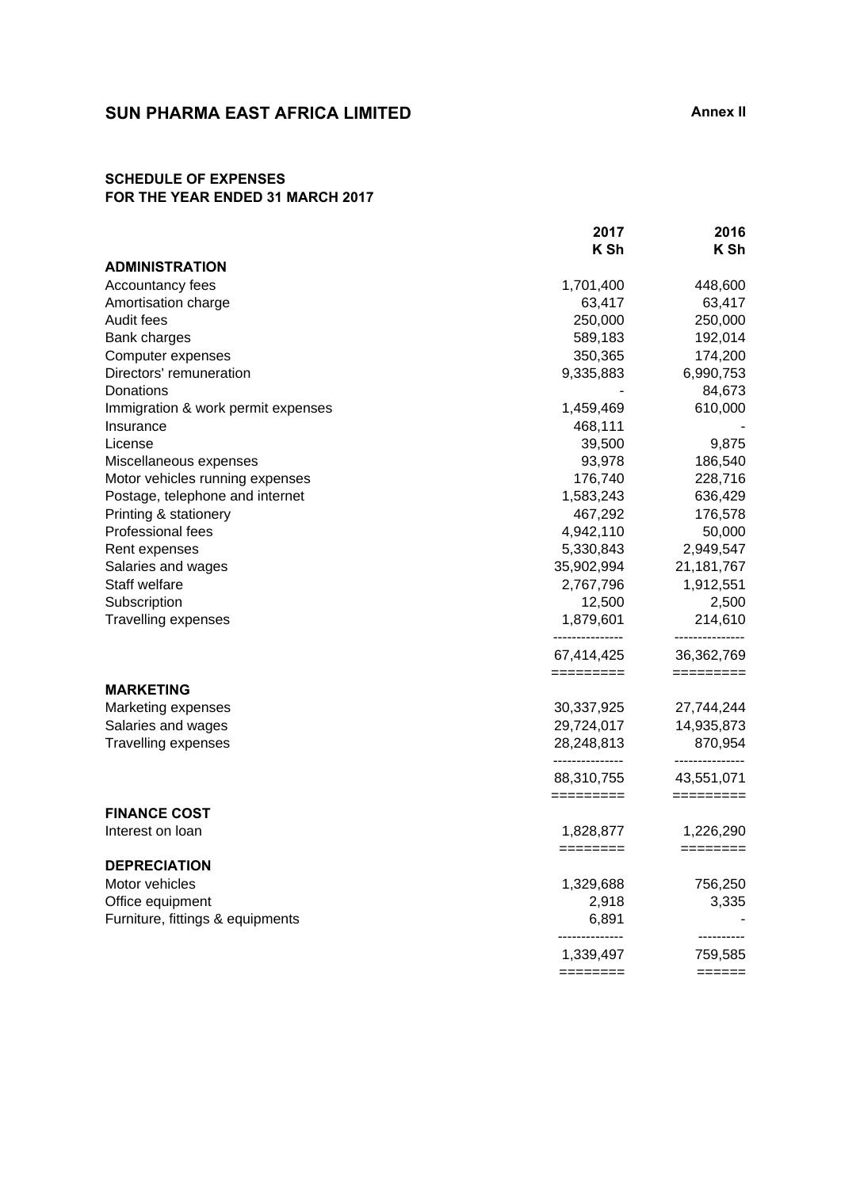# SUN PHARMA EAST AFRICA LIMITED

**Annex II**

## SCHEDULE OF EXPENSES
## FOR THE YEAR ENDED 31 MARCH 2017

| | 2017<br>K Sh | 2016<br>K Sh |
|---|---|---|
| **ADMINISTRATION** | | |
| Accountancy fees | 1,701,400 | 448,600 |
| Amortisation charge | 63,417 | 63,417 |
| Audit fees | 250,000 | 250,000 |
| Bank charges | 589,183 | 192,014 |
| Computer expenses | 350,365 | 174,200 |
| Directors' remuneration | 9,335,883 | 6,990,753 |
| Donations | - | 84,673 |
| Immigration & work permit expenses | 1,459,469 | 610,000 |
| Insurance | 468,111 | - |
| License | 39,500 | 9,875 |
| Miscellaneous expenses | 93,978 | 186,540 |
| Motor vehicles running expenses | 176,740 | 228,716 |
| Postage, telephone and internet | 1,583,243 | 636,429 |
| Printing & stationery | 467,292 | 176,578 |
| Professional fees | 4,942,110 | 50,000 |
| Rent expenses | 5,330,843 | 2,949,547 |
| Salaries and wages | 35,902,994 | 21,181,767 |
| Staff welfare | 2,767,796 | 1,912,551 |
| Subscription | 12,500 | 2,500 |
| Travelling expenses | 1,879,601 | 214,610 |
| | 67,414,425 | 36,362,769 |
| **MARKETING** | | |
| Marketing expenses | 30,337,925 | 27,744,244 |
| Salaries and wages | 29,724,017 | 14,935,873 |
| Travelling expenses | 28,248,813 | 870,954 |
| | 88,310,755 | 43,551,071 |
| **FINANCE COST** | | |
| Interest on loan | 1,828,877 | 1,226,290 |
| **DEPRECIATION** | | |
| Motor vehicles | 1,329,688 | 756,250 |
| Office equipment | 2,918 | 3,335 |
| Furniture, fittings & equipments | 6,891 | - |
| | 1,339,497 | 759,585 |